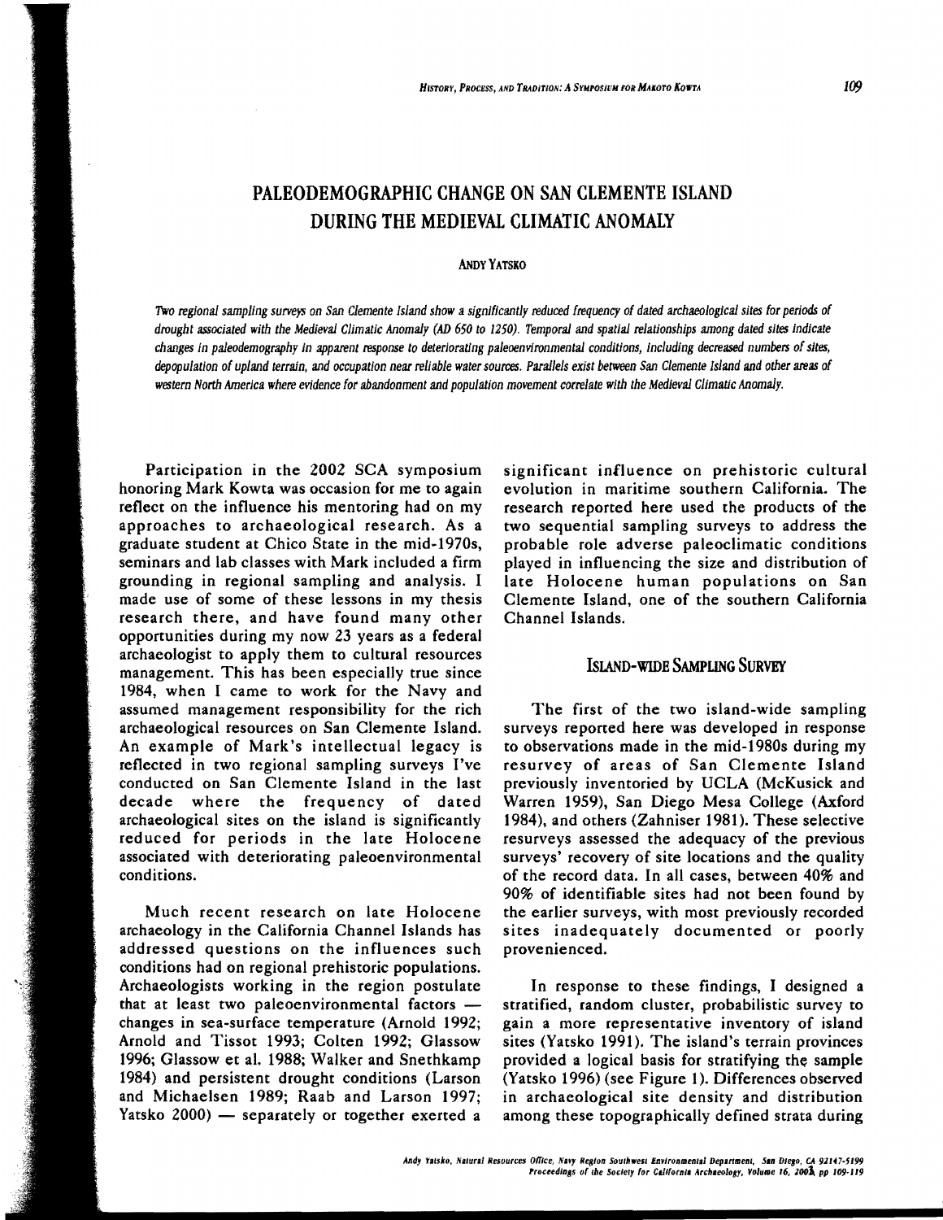# PALEODEMOGRAPHIC CHANGE ON SAN CLEMENTE ISLAND DURING THE MEDIEVAL CLIMATIC ANOMALY

ANDY YATSKO

*Two regional sampling surveys on San Clemente Island show a significantly reduced frequency of dated archaeological sites for periods of drought associated with the Medieval Climatic Anomaly (AD 650 to 1250). Temporal and spatial relationships among dated sites indicate changes in paleodemography in apparent response to deteriorating paleoenvironmental conditions, including decreased numbers of sites, depopulation of upland terrain, and occupation near reliable water sources. Parallels exist between San Clemente Island and other areas of western North America where evidence for abandonment and population movement correlate with the Medieval Climatic Anomaly.*

Participation in the 2002 SCA symposium honoring Mark Kowta was occasion for me to again reflect on the influence his mentoring had on my approaches to archaeological research. As a graduate student at Chico State in the mid-1970s, seminars and lab classes with Mark included a firm grounding in regional sampling and analysis. I made use of some of these lessons in my thesis research there, and have found many other opportunities during my now 23 years as a federal archaeologist to apply them to cultural resources management. This has been especially true since 1984, when I came to work for the Navy and assumed management responsibility for the rich archaeological resources on San Clemente Island. An example of Mark's intellectual legacy is reflected in two regional sampling surveys I've conducted on San Clemente Island in the last decade where the frequency of dated archaeological sites on the island is significantly reduced for periods in the late Holocene associated with deteriorating paleoenvironmental conditions.

Much recent research on late Holocene archaeology in the California Channel Islands has addressed questions on the influences such conditions had on regional prehistoric populations. Archaeologists working in the region postulate that at least two paleoenvironmental factors — changes in sea-surface temperature (Arnold 1992; Arnold and Tissot 1993; Colten 1992; Glassow 1996; Glassow et al. 1988; Walker and Snethkamp 1984) and persistent drought conditions (Larson and Michaelsen 1989; Raab and Larson 1997; Yatsko 2000) — separately or together exerted a significant influence on prehistoric cultural evolution in maritime southern California. The research reported here used the products of the two sequential sampling surveys to address the probable role adverse paleoclimatic conditions played in influencing the size and distribution of late Holocene human populations on San Clemente Island, one of the southern California Channel Islands.

## ISLAND-WIDE SAMPLING SURVEY

The first of the two island-wide sampling surveys reported here was developed in response to observations made in the mid-1980s during my resurvey of areas of San Clemente Island previously inventoried by UCLA (McKusick and Warren 1959), San Diego Mesa College (Axford 1984), and others (Zahniser 1981). These selective resurveys assessed the adequacy of the previous surveys' recovery of site locations and the quality of the record data. In all cases, between 40% and 90% of identifiable sites had not been found by the earlier surveys, with most previously recorded sites inadequately documented or poorly provenienced.

In response to these findings, I designed a stratified, random cluster, probabilistic survey to gain a more representative inventory of island sites (Yatsko 1991). The island's terrain provinces provided a logical basis for stratifying the sample (Yatsko 1996) (see Figure 1). Differences observed in archaeological site density and distribution among these topographically defined strata during

Andy Yatsko, Natural Resources Office, Navy Region Southwest Environmental Department, San Diego, CA 92147-5199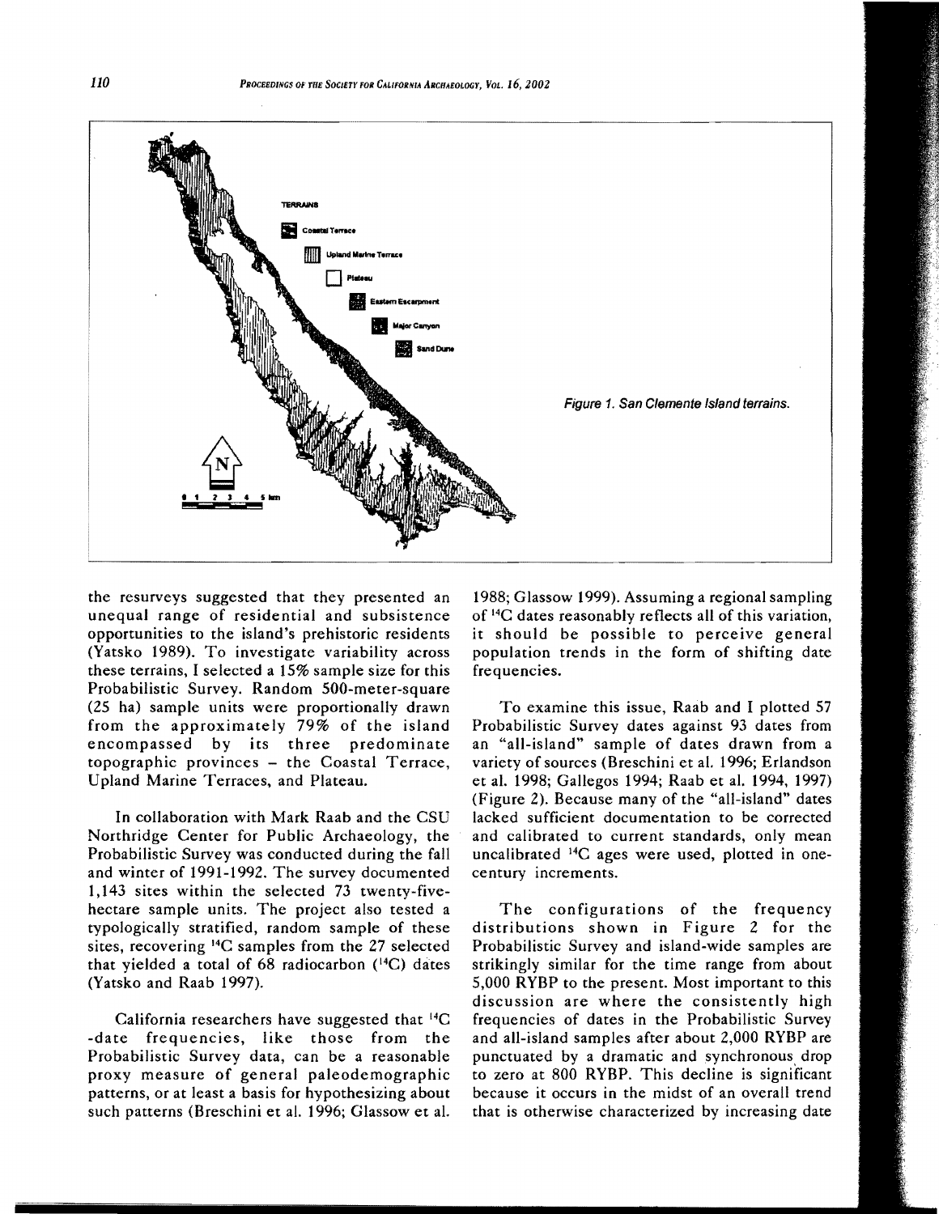Figure 1. San Clemente Island terrains.

the resurveys suggested that they presented an unequal range of residential and subsistence opportunities to the island's prehistoric residents (Yatsko 1989). To investigate variability across these terrains, I selected a 15% sample size for this Probabilistic Survey. Random 500-meter-square (25 ha) sample units were proportionally drawn from the approximately 79% of the island encompassed by its three predominate topographic provinces – the Coastal Terrace, Upland Marine Terraces, and Plateau.

In collaboration with Mark Raab and the CSU Northridge Center for Public Archaeology, the Probabilistic Survey was conducted during the fall and winter of 1991-1992. The survey documented 1,143 sites within the selected 73 twenty-five-hectare sample units. The project also tested a typologically stratified, random sample of these sites, recovering $^{14}C$ samples from the 27 selected that yielded a total of 68 radiocarbon ($^{14}C$) dates (Yatsko and Raab 1997).

California researchers have suggested that $^{14}C$ -date frequencies, like those from the Probabilistic Survey data, can be a reasonable proxy measure of general paleodemographic patterns, or at least a basis for hypothesizing about such patterns (Breschini et al. 1996; Glassow et al. 1988; Glassow 1999). Assuming a regional sampling of $^{14}C$ dates reasonably reflects all of this variation, it should be possible to perceive general population trends in the form of shifting date frequencies.

To examine this issue, Raab and I plotted 57 Probabilistic Survey dates against 93 dates from an "all-island" sample of dates drawn from a variety of sources (Breschini et al. 1996; Erlandson et al. 1998; Gallegos 1994; Raab et al. 1994, 1997) (Figure 2). Because many of the "all-island" dates lacked sufficient documentation to be corrected and calibrated to current standards, only mean uncalibrated $^{14}C$ ages were used, plotted in one-century increments.

The configurations of the frequency distributions shown in Figure 2 for the Probabilistic Survey and island-wide samples are strikingly similar for the time range from about 5,000 RYBP to the present. Most important to this discussion are where the consistently high frequencies of dates in the Probabilistic Survey and all-island samples after about 2,000 RYBP are punctuated by a dramatic and synchronous drop to zero at 800 RYBP. This decline is significant because it occurs in the midst of an overall trend that is otherwise characterized by increasing date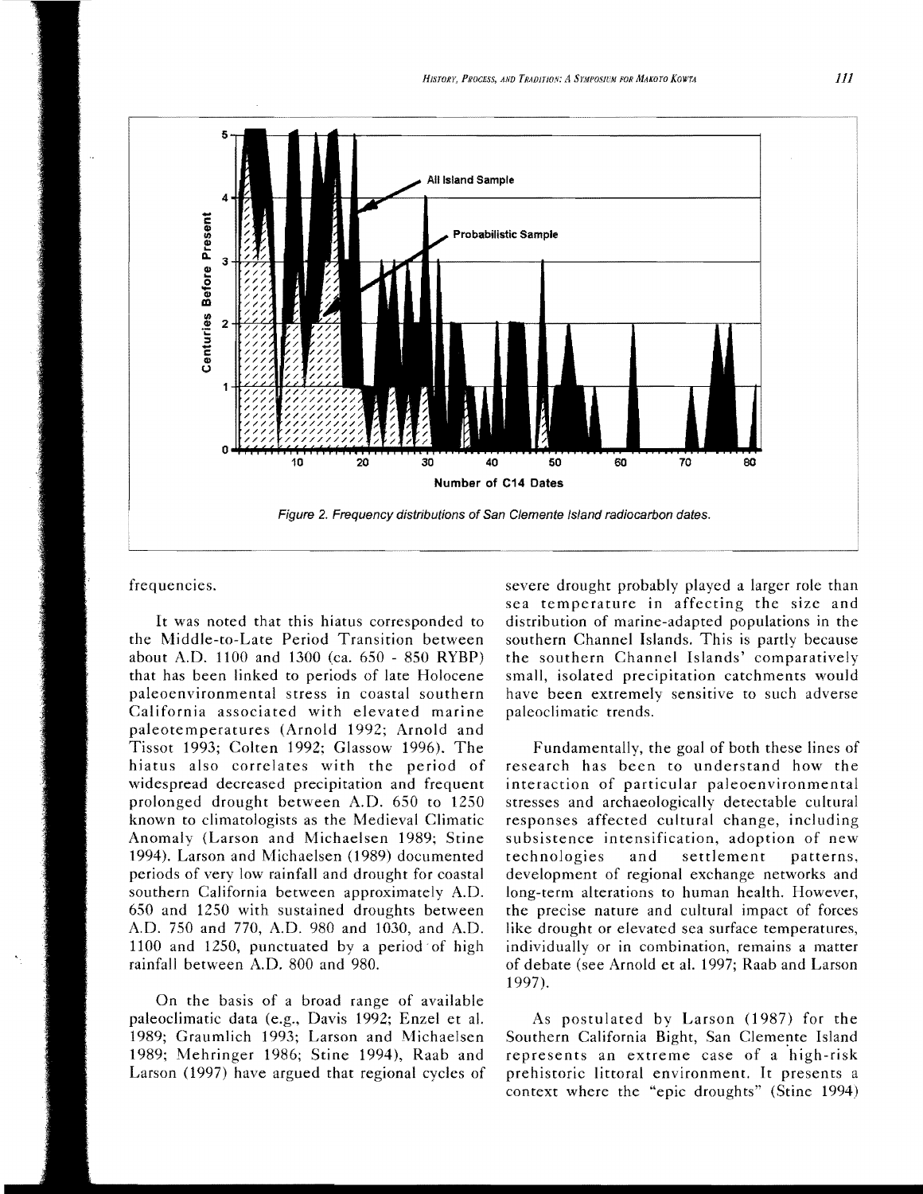Figure 2. Frequency distributions of San Clemente Island radiocarbon dates.

frequencies.

It was noted that this hiatus corresponded to the Middle-to-Late Period Transition between about A.D. 1100 and 1300 (ca. 650 - 850 RYBP) that has been linked to periods of late Holocene paleoenvironmental stress in coastal southern California associated with elevated marine paleotemperatures (Arnold 1992; Arnold and Tissot 1993; Colten 1992; Glassow 1996). The hiatus also correlates with the period of widespread decreased precipitation and frequent prolonged drought between A.D. 650 to 1250 known to climatologists as the Medieval Climatic Anomaly (Larson and Michaelsen 1989; Stine 1994). Larson and Michaelsen (1989) documented periods of very low rainfall and drought for coastal southern California between approximately A.D. 650 and 1250 with sustained droughts between A.D. 750 and 770, A.D. 980 and 1030, and A.D. 1100 and 1250, punctuated by a period of high rainfall between A.D. 800 and 980.

On the basis of a broad range of available paleoclimatic data (e.g., Davis 1992; Enzel et al. 1989; Graumlich 1993; Larson and Michaelsen 1989; Mehringer 1986; Stine 1994), Raab and Larson (1997) have argued that regional cycles of severe drought probably played a larger role than sea temperature in affecting the size and distribution of marine-adapted populations in the southern Channel Islands. This is partly because the southern Channel Islands' comparatively small, isolated precipitation catchments would have been extremely sensitive to such adverse paleoclimatic trends.

Fundamentally, the goal of both these lines of research has been to understand how the interaction of particular paleoenvironmental stresses and archaeologically detectable cultural responses affected cultural change, including subsistence intensification, adoption of new technologies and settlement patterns, development of regional exchange networks and long-term alterations to human health. However, the precise nature and cultural impact of forces like drought or elevated sea surface temperatures, individually or in combination, remains a matter of debate (see Arnold et al. 1997; Raab and Larson 1997).

As postulated by Larson (1987) for the Southern California Bight, San Clemente Island represents an extreme case of a high-risk prehistoric littoral environment. It presents a context where the "epic droughts" (Stine 1994)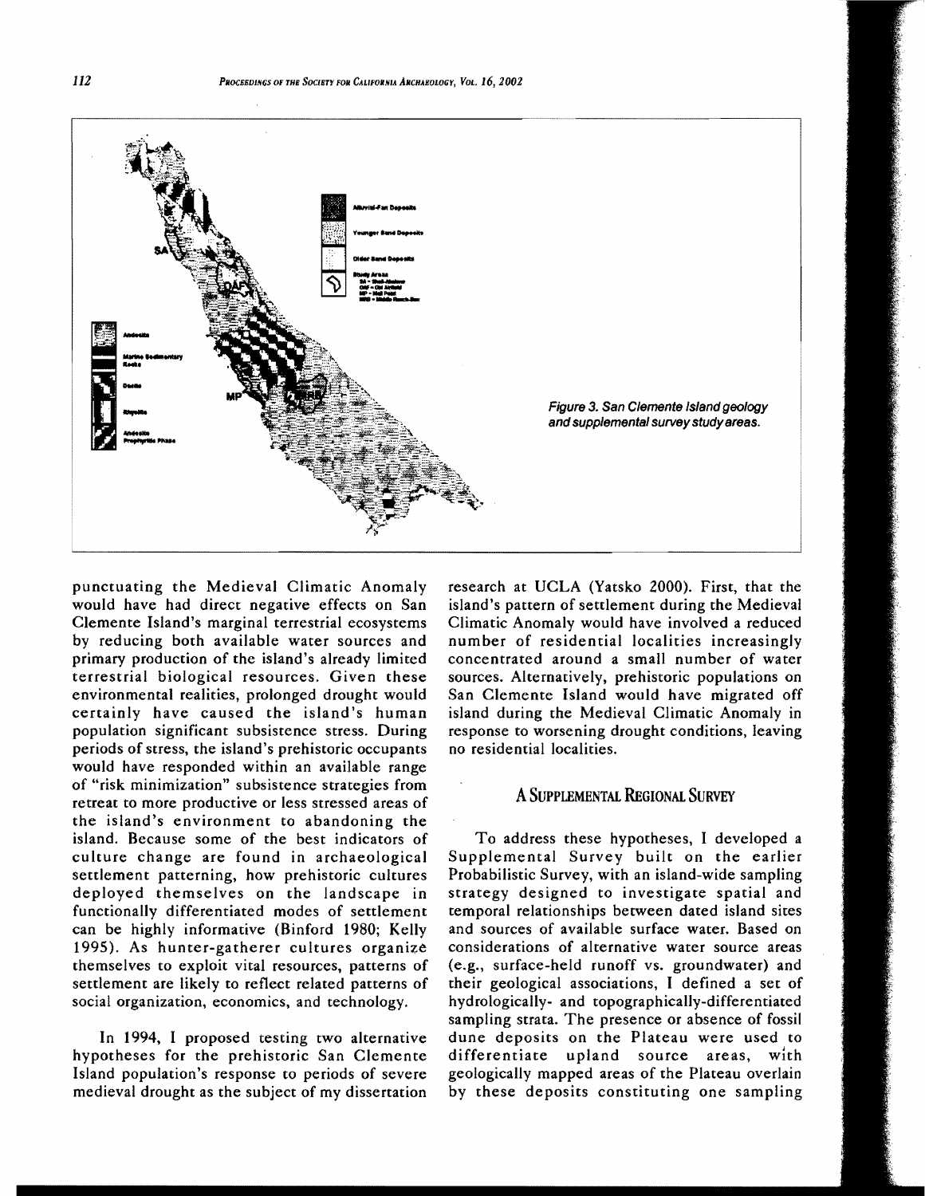Figure 3. San Clemente Island geology and supplemental survey study areas.

punctuating the Medieval Climatic Anomaly would have had direct negative effects on San Clemente Island's marginal terrestrial ecosystems by reducing both available water sources and primary production of the island's already limited terrestrial biological resources. Given these environmental realities, prolonged drought would certainly have caused the island's human population significant subsistence stress. During periods of stress, the island's prehistoric occupants would have responded within an available range of "risk minimization" subsistence strategies from retreat to more productive or less stressed areas of the island's environment to abandoning the island. Because some of the best indicators of culture change are found in archaeological settlement patterning, how prehistoric cultures deployed themselves on the landscape in functionally differentiated modes of settlement can be highly informative (Binford 1980; Kelly 1995). As hunter-gatherer cultures organize themselves to exploit vital resources, patterns of settlement are likely to reflect related patterns of social organization, economics, and technology.

In 1994, I proposed testing two alternative hypotheses for the prehistoric San Clemente Island population's response to periods of severe medieval drought as the subject of my dissertation research at UCLA (Yatsko 2000). First, that the island's pattern of settlement during the Medieval Climatic Anomaly would have involved a reduced number of residential localities increasingly concentrated around a small number of water sources. Alternatively, prehistoric populations on San Clemente Island would have migrated off island during the Medieval Climatic Anomaly in response to worsening drought conditions, leaving no residential localities.

## A Supplemental Regional Survey

To address these hypotheses, I developed a Supplemental Survey built on the earlier Probabilistic Survey, with an island-wide sampling strategy designed to investigate spatial and temporal relationships between dated island sites and sources of available surface water. Based on considerations of alternative water source areas (e.g., surface-held runoff vs. groundwater) and their geological associations, I defined a set of hydrologically- and topographically-differentiated sampling strata. The presence or absence of fossil dune deposits on the Plateau were used to differentiate upland source areas, with geologically mapped areas of the Plateau overlain by these deposits constituting one sampling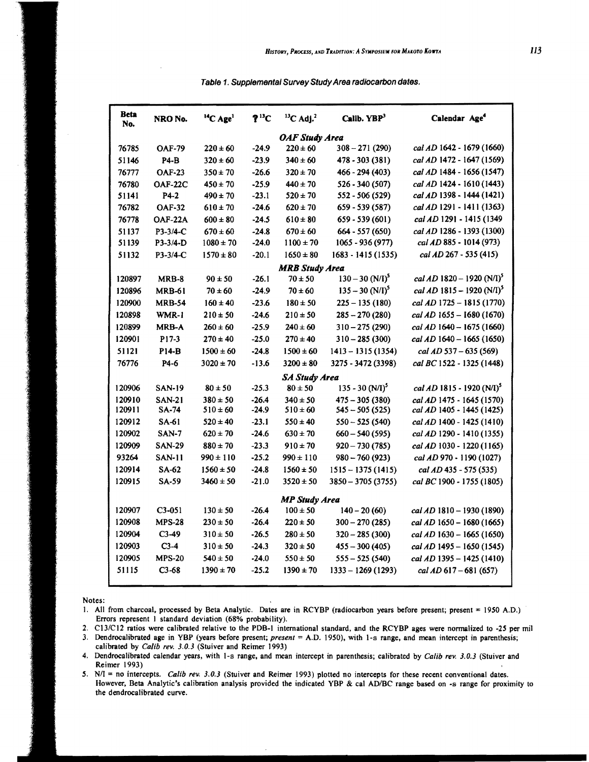*Table 1. Supplemental Survey Study Area radiocarbon dates.*

| Beta No. | NRO No. | $^{14}C$ Age[1] | ?$^{13}C$ | $^{13}C$ Adj.[2] | Calib. YBP[3] | Calendar Age[4] |
|---|---|---|---|---|---|---|
| | | | | ***OAF Study Area*** | | |
| 76785 | OAF-79 | 220 ± 60 | -24.9 | 220 ± 60 | 308 – 271 (290) | *cal AD* 1642 - 1679 (1660) |
| 51146 | P4-B | 320 ± 60 | -23.9 | 340 ± 60 | 478 - 303 (381) | *cal AD* 1472 - 1647 (1569) |
| 76777 | OAF-23 | 350 ± 70 | -26.6 | 320 ± 70 | 466 - 294 (403) | *cal AD* 1484 - 1656 (1547) |
| 76780 | OAF-22C | 450 ± 70 | -25.9 | 440 ± 70 | 526 - 340 (507) | *cal AD* 1424 - 1610 (1443) |
| 51141 | P4-2 | 490 ± 70 | -23.1 | 520 ± 70 | 552 - 506 (529) | *cal AD* 1398 - 1444 (1421) |
| 76782 | OAF-32 | 610 ± 70 | -24.6 | 620 ± 70 | 659 - 539 (587) | *cal AD* 1291 - 1411 (1363) |
| 76778 | OAF-22A | 600 ± 80 | -24.5 | 610 ± 80 | 659 - 539 (601) | *cal AD* 1291 - 1415 (1349 |
| 51137 | P3-3/4-C | 670 ± 60 | -24.8 | 670 ± 60 | 664 - 557 (650) | *cal AD* 1286 - 1393 (1300) |
| 51139 | P3-3/4-D | 1080 ± 70 | -24.0 | 1100 ± 70 | 1065 - 936 (977) | *cal AD* 885 - 1014 (973) |
| 51132 | P3-3/4-C | 1570 ± 80 | -20.1 | 1650 ± 80 | 1683 - 1415 (1535) | *cal AD* 267 - 535 (415) |
| | | | | ***MRB Study Area*** | | |
| 120897 | MRB-8 | 90 ± 50 | -26.1 | 70 ± 50 | 130 – 30 (N/I)[5] | *cal AD* 1820 – 1920 (N/I)[5] |
| 120896 | MRB-61 | 70 ± 60 | -24.9 | 70 ± 60 | 135 – 30 (N/I)[5] | *cal AD* 1815 – 1920 (N/I)[5] |
| 120900 | MRB-54 | 160 ± 40 | -23.6 | 180 ± 50 | 225 – 135 (180) | *cal AD* 1725 – 1815 (1770) |
| 120898 | WMR-1 | 210 ± 50 | -24.6 | 210 ± 50 | 285 – 270 (280) | *cal AD* 1655 – 1680 (1670) |
| 120899 | MRB-A | 260 ± 60 | -25.9 | 240 ± 60 | 310 – 275 (290) | *cal AD* 1640 – 1675 (1660) |
| 120901 | P17-3 | 270 ± 40 | -25.0 | 270 ± 40 | 310 – 285 (300) | *cal AD* 1640 – 1665 (1650) |
| 51121 | P14-B | 1500 ± 60 | -24.8 | 1500 ± 60 | 1413 – 1315 (1354) | *cal AD* 537 – 635 (569) |
| 76776 | P4-6 | 3020 ± 70 | -13.6 | 3200 ± 80 | 3275 - 3472 (3398) | *cal BC* 1522 - 1325 (1448) |
| | | | | ***SA Study Area*** | | |
| 120906 | SAN-19 | 80 ± 50 | -25.3 | 80 ± 50 | 135 - 30 (N/I)[5] | *cal AD* 1815 - 1920 (N/I)[5] |
| 120910 | SAN-21 | 380 ± 50 | -26.4 | 340 ± 50 | 475 – 305 (380) | *cal AD* 1475 - 1645 (1570) |
| 120911 | SA-74 | 510 ± 60 | -24.9 | 510 ± 60 | 545 – 505 (525) | *cal AD* 1405 - 1445 (1425) |
| 120912 | SA-61 | 520 ± 40 | -23.1 | 550 ± 40 | 550 – 525 (540) | *cal AD* 1400 - 1425 (1410) |
| 120902 | SAN-7 | 620 ± 70 | -24.6 | 630 ± 70 | 660 – 540 (595) | *cal AD* 1290 - 1410 (1355) |
| 120909 | SAN-29 | 880 ± 70 | -23.3 | 910 ± 70 | 920 – 730 (785) | *cal AD* 1030 - 1220 (1165) |
| 93264 | SAN-11 | 990 ± 110 | -25.2 | 990 ± 110 | 980 – 760 (923) | *cal AD* 970 - 1190 (1027) |
| 120914 | SA-62 | 1560 ± 50 | -24.8 | 1560 ± 50 | 1515 – 1375 (1415) | *cal AD* 435 - 575 (535) |
| 120915 | SA-59 | 3460 ± 50 | -21.0 | 3520 ± 50 | 3850 – 3705 (3755) | *cal BC* 1900 - 1755 (1805) |
| | | | | ***MP Study Area*** | | |
| 120907 | C3-051 | 130 ± 50 | -26.4 | 100 ± 50 | 140 – 20 (60) | *cal AD* 1810 – 1930 (1890) |
| 120908 | MPS-28 | 230 ± 50 | -26.4 | 220 ± 50 | 300 – 270 (285) | *cal AD* 1650 – 1680 (1665) |
| 120904 | C3-49 | 310 ± 50 | -26.5 | 280 ± 50 | 320 – 285 (300) | *cal AD* 1630 – 1665 (1650) |
| 120903 | C3-4 | 310 ± 50 | -24.3 | 320 ± 50 | 455 – 300 (405) | *cal AD* 1495 – 1650 (1545) |
| 120905 | MPS-20 | 540 ± 50 | -24.0 | 550 ± 50 | 555 – 525 (540) | *cal AD* 1395 – 1425 (1410) |
| 51115 | C3-68 | 1390 ± 70 | -25.2 | 1390 ± 70 | 1333 – 1269 (1293) | *cal AD* 617 – 681 (657) |

Notes:

1. All from charcoal, processed by Beta Analytic. Dates are in RCYBP (radiocarbon years before present; present = 1950 A.D.) Errors represent 1 standard deviation (68% probability).
2. C13/C12 ratios were calibrated relative to the PDB-1 international standard, and the RCYBP ages were normalized to -25 per mil
3. Dendrocalibrated age in YBP (years before present; *present* = A.D. 1950), with 1-s range, and mean intercept in parenthesis; calibrated by *Calib rev. 3.0.3* (Stuiver and Reimer 1993)
4. Dendrocalibrated calendar years, with 1-s range, and mean intercept in parenthesis; calibrated by *Calib rev. 3.0.3* (Stuiver and Reimer 1993)
5. N/I = no intercepts. *Calib rev. 3.0.3* (Stuiver and Reimer 1993) plotted no intercepts for these recent conventional dates. However, Beta Analytic's calibration analysis provided the indicated YBP & cal AD/BC range based on -s range for proximity to the dendrocalibrated curve.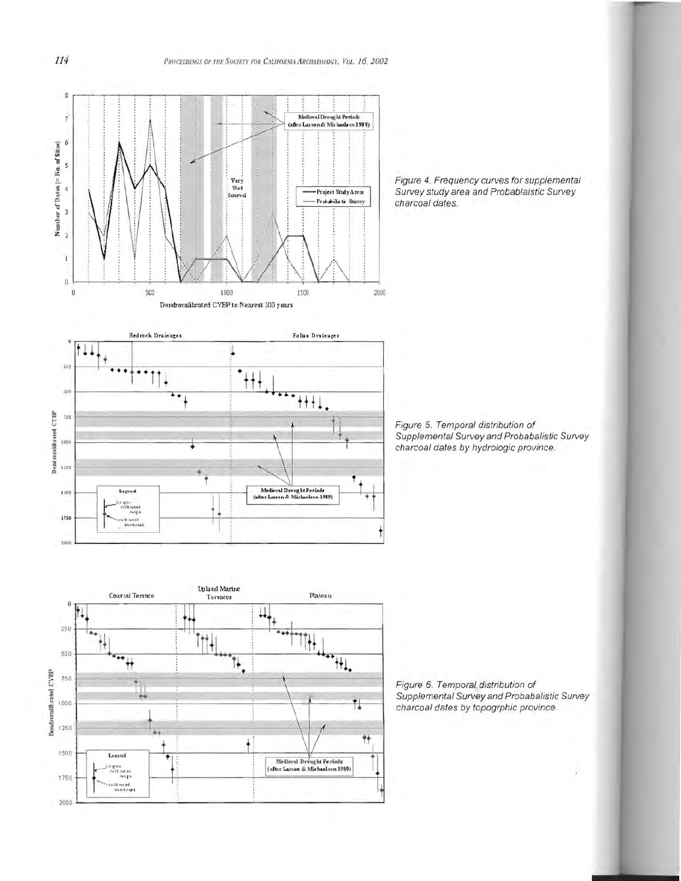Figure 4. Frequency curves for supplemental Survey study area and Probablaistic Survey charcoal dates.

Figure 5. Temporal distribution of Supplemental Survey and Probabalistic Survey charcoal dates by hydrologic province.

Figure 6. Temporal distribution of Supplemental Survey and Probabalistic Survey charcoal dates by topogrphic province.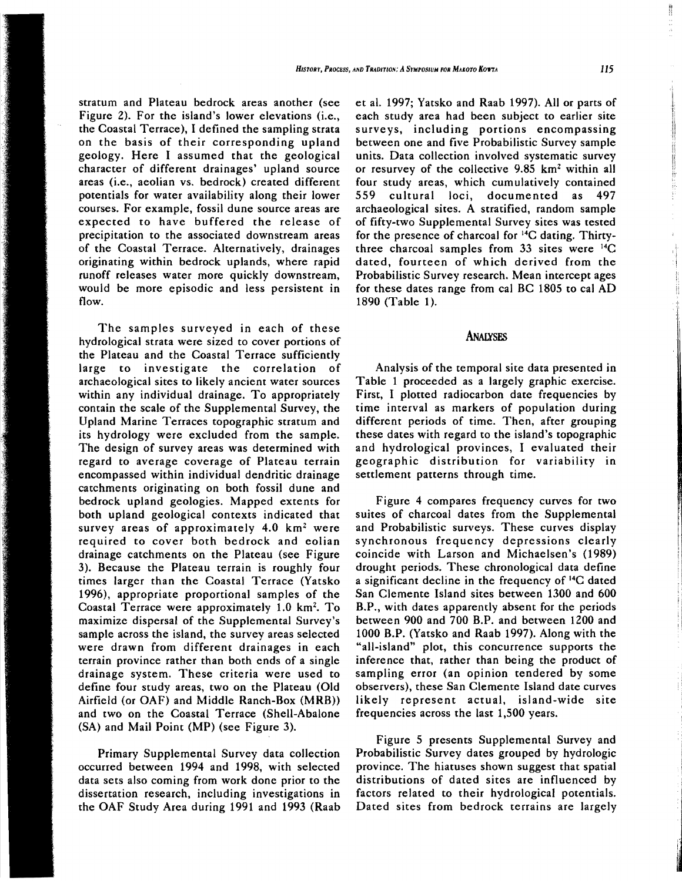stratum and Plateau bedrock areas another (see Figure 2). For the island's lower elevations (i.e., the Coastal Terrace), I defined the sampling strata on the basis of their corresponding upland geology. Here I assumed that the geological character of different drainages' upland source areas (i.e., aeolian vs. bedrock) created different potentials for water availability along their lower courses. For example, fossil dune source areas are expected to have buffered the release of precipitation to the associated downstream areas of the Coastal Terrace. Alternatively, drainages originating within bedrock uplands, where rapid runoff releases water more quickly downstream, would be more episodic and less persistent in flow.

The samples surveyed in each of these hydrological strata were sized to cover portions of the Plateau and the Coastal Terrace sufficiently large to investigate the correlation of archaeological sites to likely ancient water sources within any individual drainage. To appropriately contain the scale of the Supplemental Survey, the Upland Marine Terraces topographic stratum and its hydrology were excluded from the sample. The design of survey areas was determined with regard to average coverage of Plateau terrain encompassed within individual dendritic drainage catchments originating on both fossil dune and bedrock upland geologies. Mapped extents for both upland geological contexts indicated that survey areas of approximately 4.0 km$^2$ were required to cover both bedrock and eolian drainage catchments on the Plateau (see Figure 3). Because the Plateau terrain is roughly four times larger than the Coastal Terrace (Yatsko 1996), appropriate proportional samples of the Coastal Terrace were approximately 1.0 km$^2$. To maximize dispersal of the Supplemental Survey's sample across the island, the survey areas selected were drawn from different drainages in each terrain province rather than both ends of a single drainage system. These criteria were used to define four study areas, two on the Plateau (Old Airfield (or OAF) and Middle Ranch-Box (MRB)) and two on the Coastal Terrace (Shell-Abalone (SA) and Mail Point (MP) (see Figure 3).

Primary Supplemental Survey data collection occurred between 1994 and 1998, with selected data sets also coming from work done prior to the dissertation research, including investigations in the OAF Study Area during 1991 and 1993 (Raab et al. 1997; Yatsko and Raab 1997). All or parts of each study area had been subject to earlier site surveys, including portions encompassing between one and five Probabilistic Survey sample units. Data collection involved systematic survey or resurvey of the collective 9.85 km$^2$ within all four study areas, which cumulatively contained 559 cultural loci, documented as 497 archaeological sites. A stratified, random sample of fifty-two Supplemental Survey sites was tested for the presence of charcoal for $^{14}$C dating. Thirty-three charcoal samples from 33 sites were $^{14}$C dated, fourteen of which derived from the Probabilistic Survey research. Mean intercept ages for these dates range from cal BC 1805 to cal AD 1890 (Table 1).

## Analyses

Analysis of the temporal site data presented in Table 1 proceeded as a largely graphic exercise. First, I plotted radiocarbon date frequencies by time interval as markers of population during different periods of time. Then, after grouping these dates with regard to the island's topographic and hydrological provinces, I evaluated their geographic distribution for variability in settlement patterns through time.

Figure 4 compares frequency curves for two suites of charcoal dates from the Supplemental and Probabilistic surveys. These curves display synchronous frequency depressions clearly coincide with Larson and Michaelsen's (1989) drought periods. These chronological data define a significant decline in the frequency of $^{14}$C dated San Clemente Island sites between 1300 and 600 B.P., with dates apparently absent for the periods between 900 and 700 B.P. and between 1200 and 1000 B.P. (Yatsko and Raab 1997). Along with the "all-island" plot, this concurrence supports the inference that, rather than being the product of sampling error (an opinion tendered by some observers), these San Clemente Island date curves likely represent actual, island-wide site frequencies across the last 1,500 years.

Figure 5 presents Supplemental Survey and Probabilistic Survey dates grouped by hydrologic province. The hiatuses shown suggest that spatial distributions of dated sites are influenced by factors related to their hydrological potentials. Dated sites from bedrock terrains are largely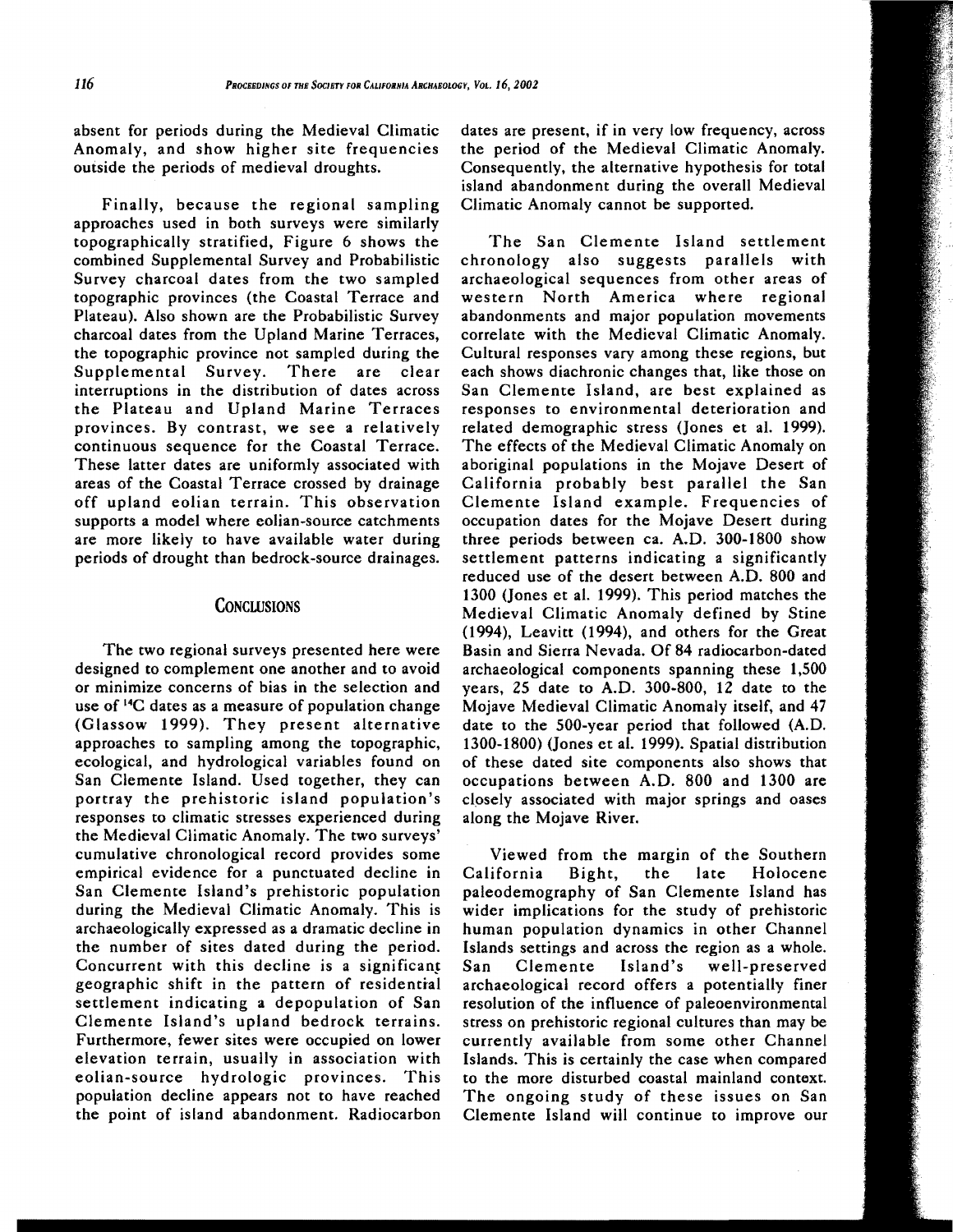absent for periods during the Medieval Climatic Anomaly, and show higher site frequencies outside the periods of medieval droughts.

Finally, because the regional sampling approaches used in both surveys were similarly topographically stratified, Figure 6 shows the combined Supplemental Survey and Probabilistic Survey charcoal dates from the two sampled topographic provinces (the Coastal Terrace and Plateau). Also shown are the Probabilistic Survey charcoal dates from the Upland Marine Terraces, the topographic province not sampled during the Supplemental Survey. There are clear interruptions in the distribution of dates across the Plateau and Upland Marine Terraces provinces. By contrast, we see a relatively continuous sequence for the Coastal Terrace. These latter dates are uniformly associated with areas of the Coastal Terrace crossed by drainage off upland eolian terrain. This observation supports a model where eolian-source catchments are more likely to have available water during periods of drought than bedrock-source drainages.

## Conclusions

The two regional surveys presented here were designed to complement one another and to avoid or minimize concerns of bias in the selection and use of $^{14}C$ dates as a measure of population change (Glassow 1999). They present alternative approaches to sampling among the topographic, ecological, and hydrological variables found on San Clemente Island. Used together, they can portray the prehistoric island population's responses to climatic stresses experienced during the Medieval Climatic Anomaly. The two surveys' cumulative chronological record provides some empirical evidence for a punctuated decline in San Clemente Island's prehistoric population during the Medieval Climatic Anomaly. This is archaeologically expressed as a dramatic decline in the number of sites dated during the period. Concurrent with this decline is a significant geographic shift in the pattern of residential settlement indicating a depopulation of San Clemente Island's upland bedrock terrains. Furthermore, fewer sites were occupied on lower elevation terrain, usually in association with eolian-source hydrologic provinces. This population decline appears not to have reached the point of island abandonment. Radiocarbon dates are present, if in very low frequency, across the period of the Medieval Climatic Anomaly. Consequently, the alternative hypothesis for total island abandonment during the overall Medieval Climatic Anomaly cannot be supported.

The San Clemente Island settlement chronology also suggests parallels with archaeological sequences from other areas of western North America where regional abandonments and major population movements correlate with the Medieval Climatic Anomaly. Cultural responses vary among these regions, but each shows diachronic changes that, like those on San Clemente Island, are best explained as responses to environmental deterioration and related demographic stress (Jones et al. 1999). The effects of the Medieval Climatic Anomaly on aboriginal populations in the Mojave Desert of California probably best parallel the San Clemente Island example. Frequencies of occupation dates for the Mojave Desert during three periods between ca. A.D. 300-1800 show settlement patterns indicating a significantly reduced use of the desert between A.D. 800 and 1300 (Jones et al. 1999). This period matches the Medieval Climatic Anomaly defined by Stine (1994), Leavitt (1994), and others for the Great Basin and Sierra Nevada. Of 84 radiocarbon-dated archaeological components spanning these 1,500 years, 25 date to A.D. 300-800, 12 date to the Mojave Medieval Climatic Anomaly itself, and 47 date to the 500-year period that followed (A.D. 1300-1800) (Jones et al. 1999). Spatial distribution of these dated site components also shows that occupations between A.D. 800 and 1300 are closely associated with major springs and oases along the Mojave River.

Viewed from the margin of the Southern California Bight, the late Holocene paleodemography of San Clemente Island has wider implications for the study of prehistoric human population dynamics in other Channel Islands settings and across the region as a whole. San Clemente Island's well-preserved archaeological record offers a potentially finer resolution of the influence of paleoenvironmental stress on prehistoric regional cultures than may be currently available from some other Channel Islands. This is certainly the case when compared to the more disturbed coastal mainland context. The ongoing study of these issues on San Clemente Island will continue to improve our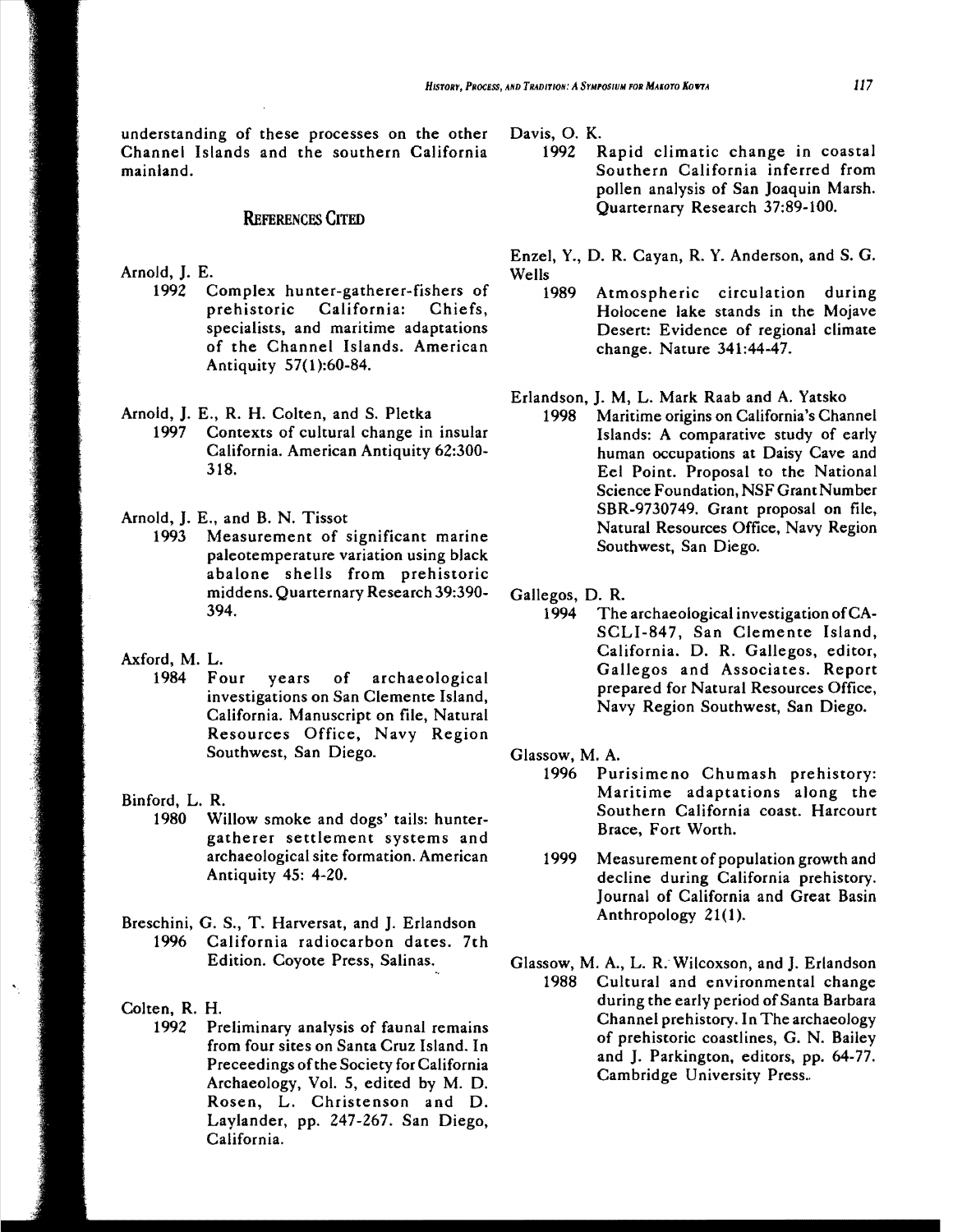understanding of these processes on the other Channel Islands and the southern California mainland.

## References Cited

Arnold, J. E.
1992 Complex hunter-gatherer-fishers of prehistoric California: Chiefs, specialists, and maritime adaptations of the Channel Islands. American Antiquity 57(1):60-84.

Arnold, J. E., R. H. Colten, and S. Pletka
1997 Contexts of cultural change in insular California. American Antiquity 62:300-318.

Arnold, J. E., and B. N. Tissot
1993 Measurement of significant marine paleotemperature variation using black abalone shells from prehistoric middens. Quarternary Research 39:390-394.

Axford, M. L.
1984 Four years of archaeological investigations on San Clemente Island, California. Manuscript on file, Natural Resources Office, Navy Region Southwest, San Diego.

Binford, L. R.
1980 Willow smoke and dogs' tails: hunter-gatherer settlement systems and archaeological site formation. American Antiquity 45: 4-20.

Breschini, G. S., T. Harversat, and J. Erlandson
1996 California radiocarbon dates. 7th Edition. Coyote Press, Salinas.

Colten, R. H.
1992 Preliminary analysis of faunal remains from four sites on Santa Cruz Island. In Preceedings of the Society for California Archaeology, Vol. 5, edited by M. D. Rosen, L. Christenson and D. Laylander, pp. 247-267. San Diego, California.

Davis, O. K.
1992 Rapid climatic change in coastal Southern California inferred from pollen analysis of San Joaquin Marsh. Quarternary Research 37:89-100.

Enzel, Y., D. R. Cayan, R. Y. Anderson, and S. G. Wells
1989 Atmospheric circulation during Holocene lake stands in the Mojave Desert: Evidence of regional climate change. Nature 341:44-47.

Erlandson, J. M, L. Mark Raab and A. Yatsko
1998 Maritime origins on California's Channel Islands: A comparative study of early human occupations at Daisy Cave and Eel Point. Proposal to the National Science Foundation, NSF Grant Number SBR-9730749. Grant proposal on file, Natural Resources Office, Navy Region Southwest, San Diego.

Gallegos, D. R.
1994 The archaeological investigation of CA-SCLI-847, San Clemente Island, California. D. R. Gallegos, editor, Gallegos and Associates. Report prepared for Natural Resources Office, Navy Region Southwest, San Diego.

Glassow, M. A.
1996 Purisimeno Chumash prehistory: Maritime adaptations along the Southern California coast. Harcourt Brace, Fort Worth.

1999 Measurement of population growth and decline during California prehistory. Journal of California and Great Basin Anthropology 21(1).

Glassow, M. A., L. R. Wilcoxson, and J. Erlandson
1988 Cultural and environmental change during the early period of Santa Barbara Channel prehistory. In The archaeology of prehistoric coastlines, G. N. Bailey and J. Parkington, editors, pp. 64-77. Cambridge University Press.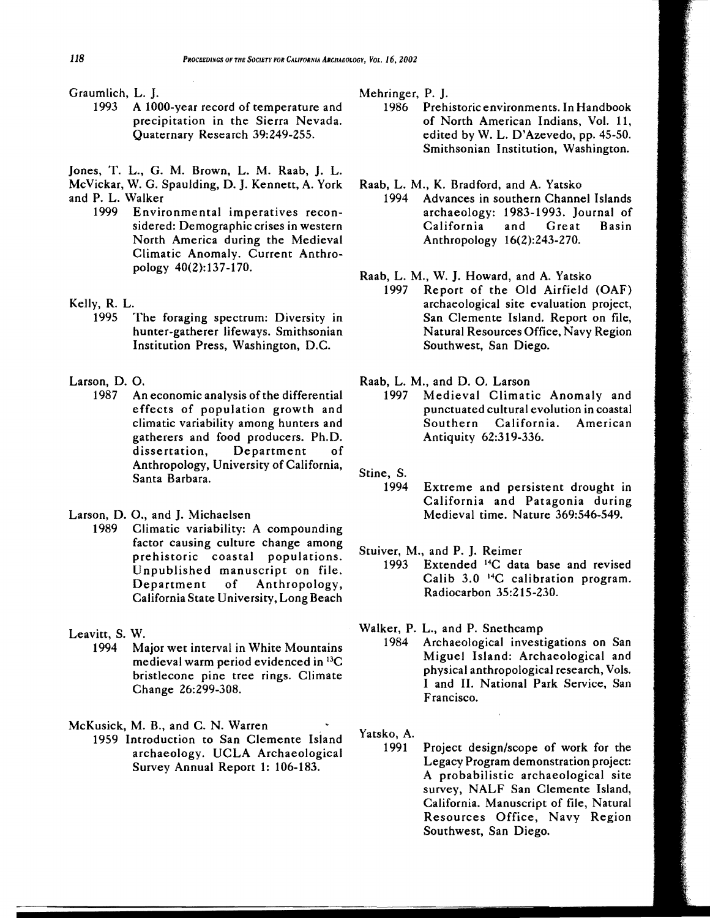Graumlich, L. J.
  1993 A 1000-year record of temperature and precipitation in the Sierra Nevada. Quaternary Research 39:249-255.

Jones, T. L., G. M. Brown, L. M. Raab, J. L. McVickar, W. G. Spaulding, D. J. Kennett, A. York and P. L. Walker
  1999 Environmental imperatives reconsidered: Demographic crises in western North America during the Medieval Climatic Anomaly. Current Anthropology 40(2):137-170.

Kelly, R. L.
  1995 The foraging spectrum: Diversity in hunter-gatherer lifeways. Smithsonian Institution Press, Washington, D.C.

Larson, D. O.
  1987 An economic analysis of the differential effects of population growth and climatic variability among hunters and gatherers and food producers. Ph.D. dissertation, Department of Anthropology, University of California, Santa Barbara.

Larson, D. O., and J. Michaelsen
  1989 Climatic variability: A compounding factor causing culture change among prehistoric coastal populations. Unpublished manuscript on file. Department of Anthropology, California State University, Long Beach

Leavitt, S. W.
  1994 Major wet interval in White Mountains medieval warm period evidenced in $^{13}C$ bristlecone pine tree rings. Climate Change 26:299-308.

McKusick, M. B., and C. N. Warren
  1959 Introduction to San Clemente Island archaeology. UCLA Archaeological Survey Annual Report 1: 106-183.

Mehringer, P. J.
  1986 Prehistoric environments. In Handbook of North American Indians, Vol. 11, edited by W. L. D'Azevedo, pp. 45-50. Smithsonian Institution, Washington.

Raab, L. M., K. Bradford, and A. Yatsko
  1994 Advances in southern Channel Islands archaeology: 1983-1993. Journal of California and Great Basin Anthropology 16(2):243-270.

Raab, L. M., W. J. Howard, and A. Yatsko
  1997 Report of the Old Airfield (OAF) archaeological site evaluation project, San Clemente Island. Report on file, Natural Resources Office, Navy Region Southwest, San Diego.

Raab, L. M., and D. O. Larson
  1997 Medieval Climatic Anomaly and punctuated cultural evolution in coastal Southern California. American Antiquity 62:319-336.

Stine, S.
  1994 Extreme and persistent drought in California and Patagonia during Medieval time. Nature 369:546-549.

Stuiver, M., and P. J. Reimer
  1993 Extended $^{14}C$ data base and revised Calib 3.0 $^{14}C$ calibration program. Radiocarbon 35:215-230.

Walker, P. L., and P. Snethcamp
  1984 Archaeological investigations on San Miguel Island: Archaeological and physical anthropological research, Vols. I and II. National Park Service, San Francisco.

Yatsko, A.
  1991 Project design/scope of work for the Legacy Program demonstration project: A probabilistic archaeological site survey, NALF San Clemente Island, California. Manuscript of file, Natural Resources Office, Navy Region Southwest, San Diego.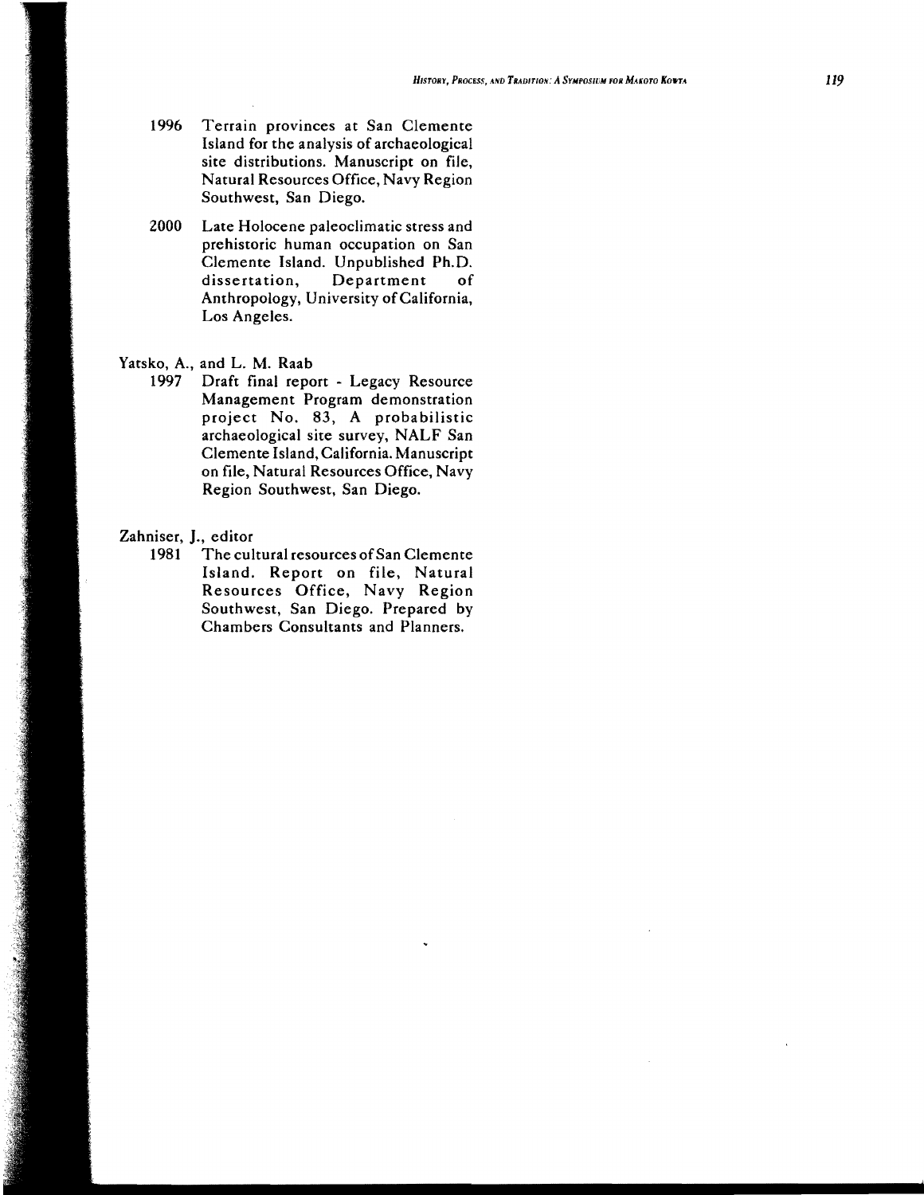1996 Terrain provinces at San Clemente Island for the analysis of archaeological site distributions. Manuscript on file, Natural Resources Office, Navy Region Southwest, San Diego.

2000 Late Holocene paleoclimatic stress and prehistoric human occupation on San Clemente Island. Unpublished Ph.D. dissertation, Department of Anthropology, University of California, Los Angeles.

Yatsko, A., and L. M. Raab

1997 Draft final report - Legacy Resource Management Program demonstration project No. 83, A probabilistic archaeological site survey, NALF San Clemente Island, California. Manuscript on file, Natural Resources Office, Navy Region Southwest, San Diego.

Zahniser, J., editor

1981 The cultural resources of San Clemente Island. Report on file, Natural Resources Office, Navy Region Southwest, San Diego. Prepared by Chambers Consultants and Planners.